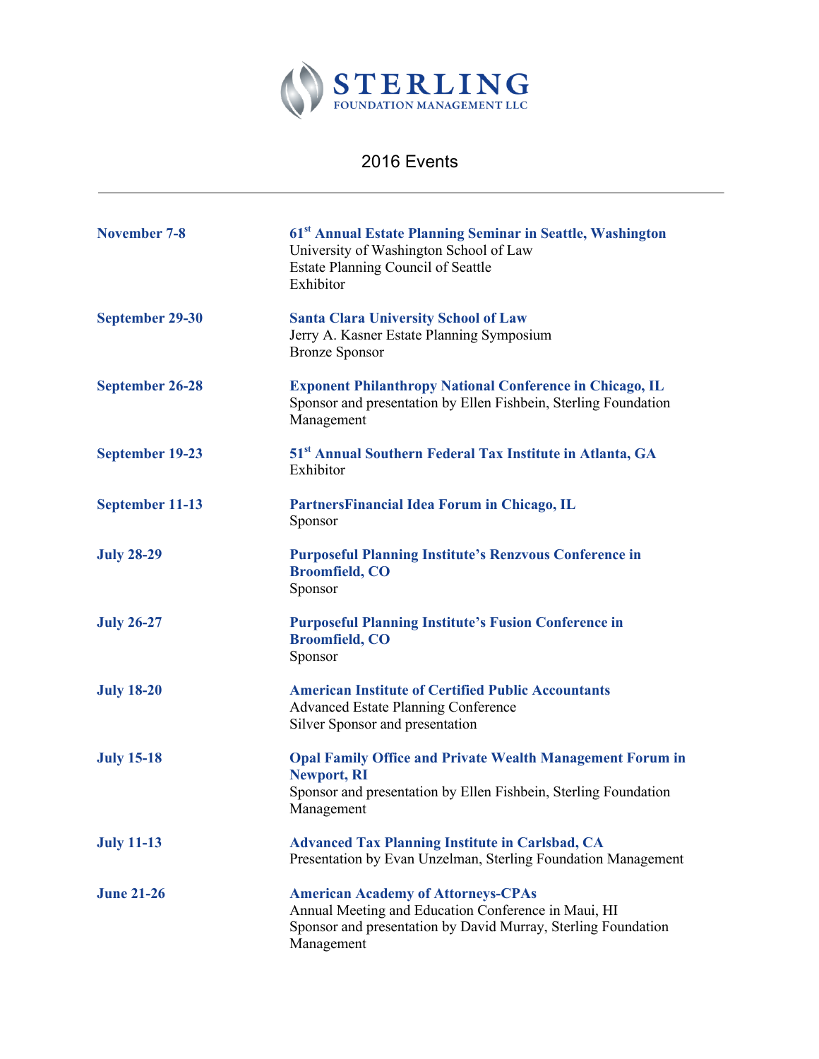# STERLING
FOUNDATION MANAGEMENT LLC

## 2016 Events

---

**November 7-8**

**61st Annual Estate Planning Seminar in Seattle, Washington**
University of Washington School of Law
Estate Planning Council of Seattle
Exhibitor

**September 29-30**

**Santa Clara University School of Law**
Jerry A. Kasner Estate Planning Symposium
Bronze Sponsor

**September 26-28**

**Exponent Philanthropy National Conference in Chicago, IL**
Sponsor and presentation by Ellen Fishbein, Sterling Foundation Management

**September 19-23**

**51st Annual Southern Federal Tax Institute in Atlanta, GA**
Exhibitor

**September 11-13**

**PartnersFinancial Idea Forum in Chicago, IL**
Sponsor

**July 28-29**

**Purposeful Planning Institute's Renzvous Conference in Broomfield, CO**
Sponsor

**July 26-27**

**Purposeful Planning Institute's Fusion Conference in Broomfield, CO**
Sponsor

**July 18-20**

**American Institute of Certified Public Accountants**
Advanced Estate Planning Conference
Silver Sponsor and presentation

**July 15-18**

**Opal Family Office and Private Wealth Management Forum in Newport, RI**
Sponsor and presentation by Ellen Fishbein, Sterling Foundation Management

**July 11-13**

**Advanced Tax Planning Institute in Carlsbad, CA**
Presentation by Evan Unzelman, Sterling Foundation Management

**June 21-26**

**American Academy of Attorneys-CPAs**
Annual Meeting and Education Conference in Maui, HI
Sponsor and presentation by David Murray, Sterling Foundation Management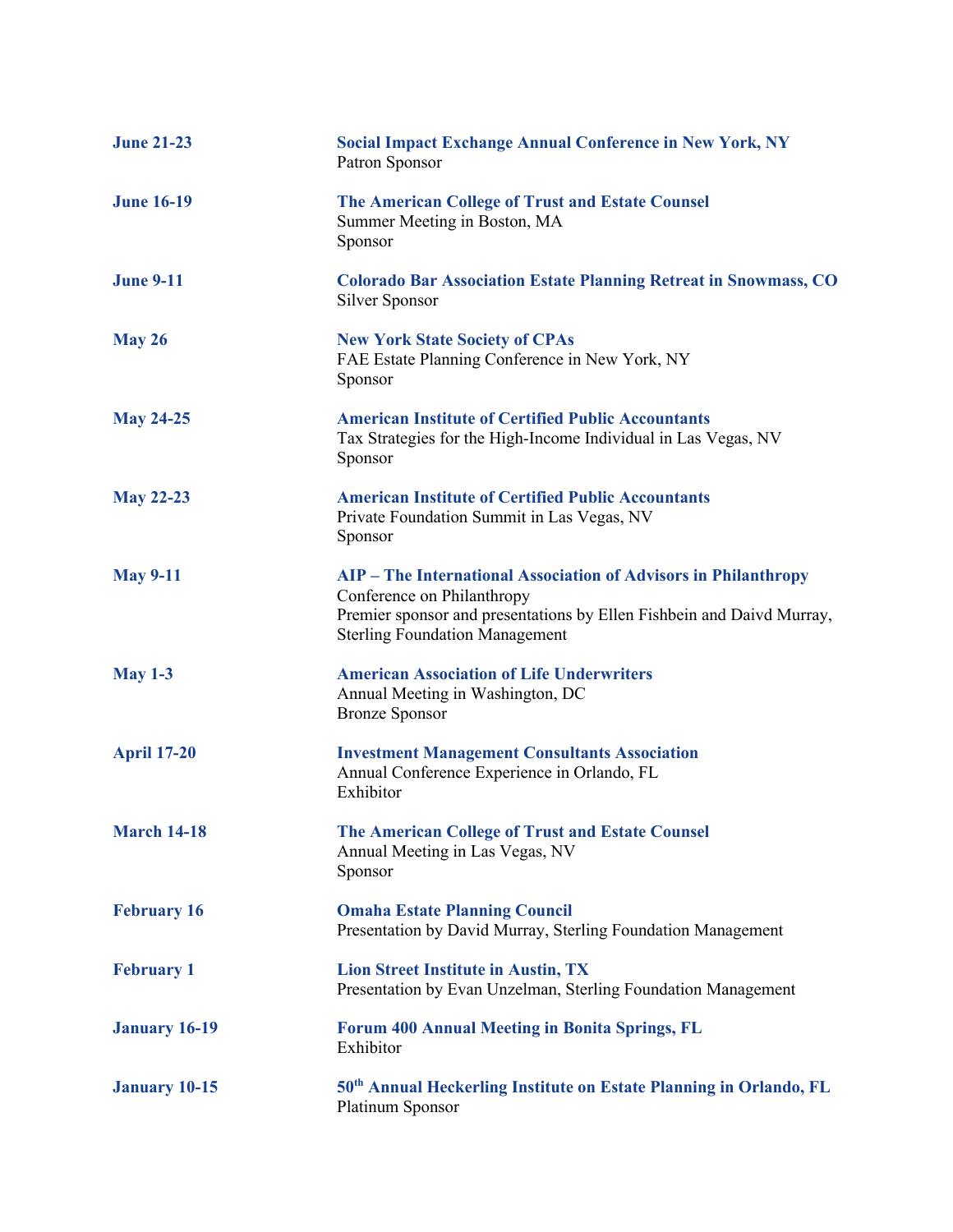**June 21-23**
**Social Impact Exchange Annual Conference in New York, NY**
Patron Sponsor

**June 16-19**
**The American College of Trust and Estate Counsel**
Summer Meeting in Boston, MA
Sponsor

**June 9-11**
**Colorado Bar Association Estate Planning Retreat in Snowmass, CO**
Silver Sponsor

**May 26**
**New York State Society of CPAs**
FAE Estate Planning Conference in New York, NY
Sponsor

**May 24-25**
**American Institute of Certified Public Accountants**
Tax Strategies for the High-Income Individual in Las Vegas, NV
Sponsor

**May 22-23**
**American Institute of Certified Public Accountants**
Private Foundation Summit in Las Vegas, NV
Sponsor

**May 9-11**
**AIP – The International Association of Advisors in Philanthropy**
Conference on Philanthropy
Premier sponsor and presentations by Ellen Fishbein and Daivd Murray, Sterling Foundation Management

**May 1-3**
**American Association of Life Underwriters**
Annual Meeting in Washington, DC
Bronze Sponsor

**April 17-20**
**Investment Management Consultants Association**
Annual Conference Experience in Orlando, FL
Exhibitor

**March 14-18**
**The American College of Trust and Estate Counsel**
Annual Meeting in Las Vegas, NV
Sponsor

**February 16**
**Omaha Estate Planning Council**
Presentation by David Murray, Sterling Foundation Management

**February 1**
**Lion Street Institute in Austin, TX**
Presentation by Evan Unzelman, Sterling Foundation Management

**January 16-19**
**Forum 400 Annual Meeting in Bonita Springs, FL**
Exhibitor

**January 10-15**
**50th Annual Heckerling Institute on Estate Planning in Orlando, FL**
Platinum Sponsor